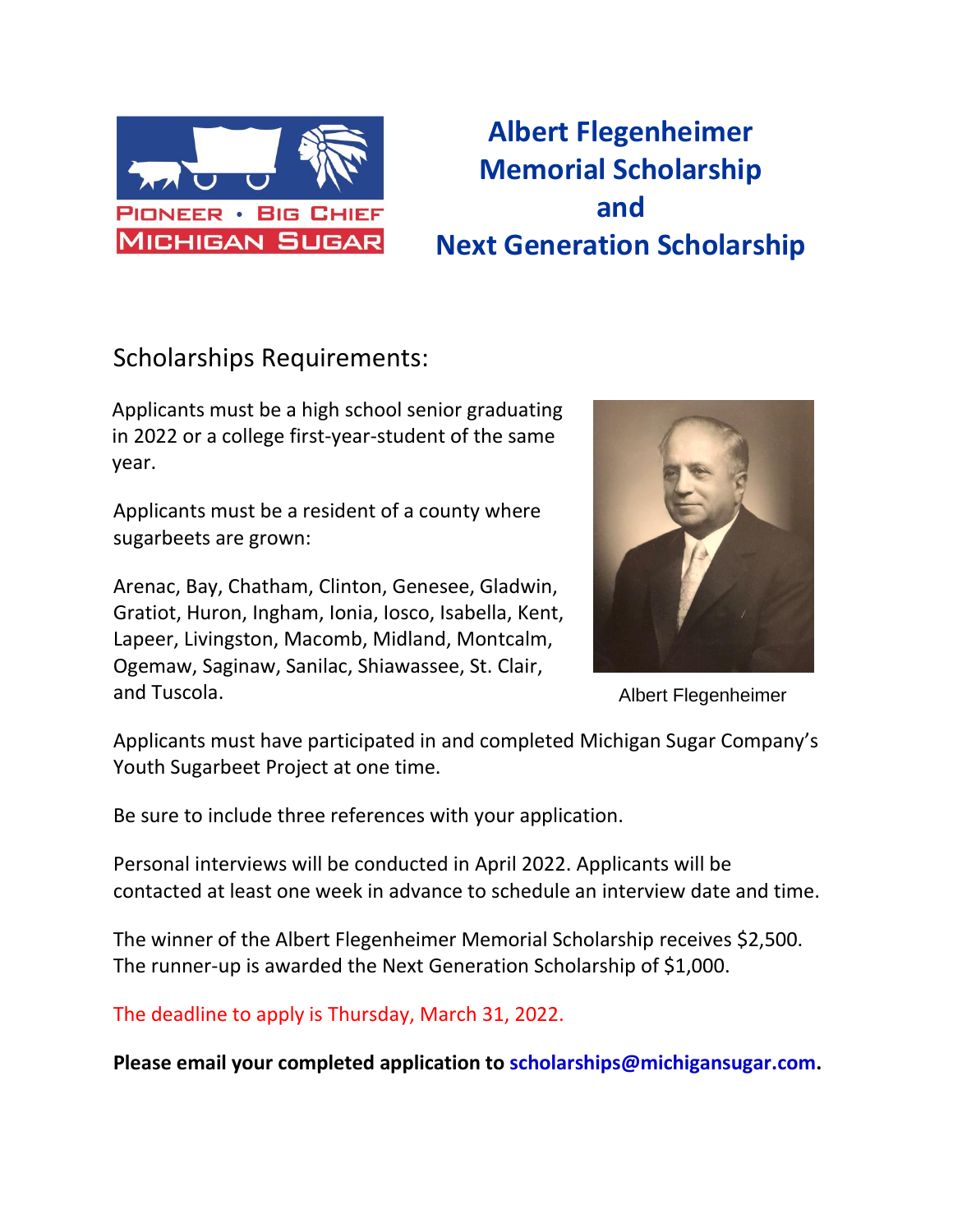PIONEER • BIG CHIEF
MICHIGAN SUGAR

# Albert Flegenheimer Memorial Scholarship and Next Generation Scholarship

## Scholarships Requirements:

Applicants must be a high school senior graduating in 2022 or a college first-year-student of the same year.

Applicants must be a resident of a county where sugarbeets are grown:

Arenac, Bay, Chatham, Clinton, Genesee, Gladwin, Gratiot, Huron, Ingham, Ionia, Iosco, Isabella, Kent, Lapeer, Livingston, Macomb, Midland, Montcalm, Ogemaw, Saginaw, Sanilac, Shiawassee, St. Clair, and Tuscola.

Albert Flegenheimer

Applicants must have participated in and completed Michigan Sugar Company's Youth Sugarbeet Project at one time.

Be sure to include three references with your application.

Personal interviews will be conducted in April 2022. Applicants will be contacted at least one week in advance to schedule an interview date and time.

The winner of the Albert Flegenheimer Memorial Scholarship receives $2,500. The runner-up is awarded the Next Generation Scholarship of $1,000.

The deadline to apply is Thursday, March 31, 2022.

**Please email your completed application to scholarships@michigansugar.com.**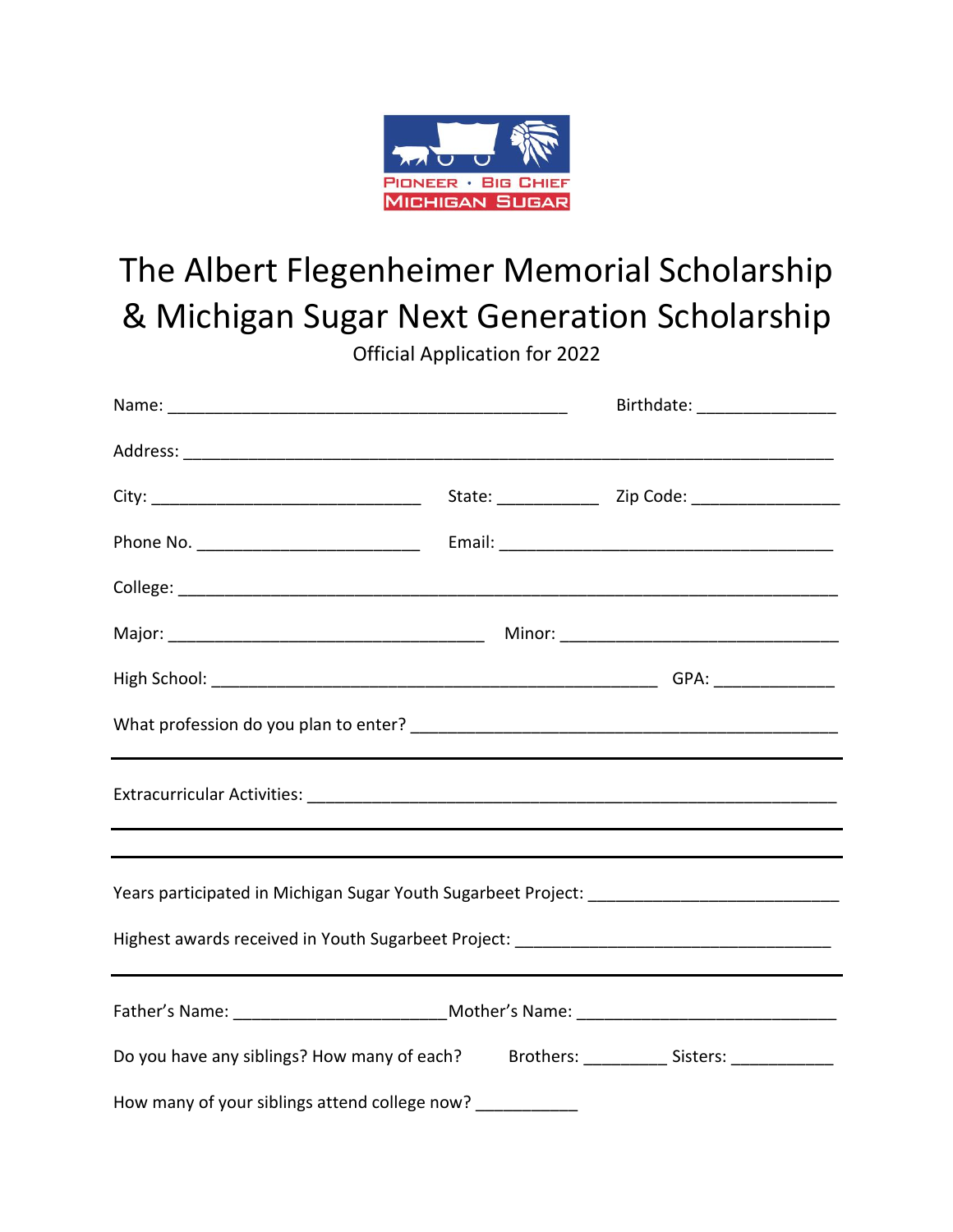PIONEER • BIG CHIEF
MICHIGAN SUGAR

# The Albert Flegenheimer Memorial Scholarship & Michigan Sugar Next Generation Scholarship

Official Application for 2022

Name: ____________________________________________ Birthdate: _______________

Address: _______________________________________________________________________

City: ______________________________ State: ___________ Zip Code: ________________

Phone No. ________________________ Email: _____________________________________

College: ________________________________________________________________________

Major: ___________________________________ Minor: ______________________________

High School: __________________________________________________ GPA: _____________

What profession do you plan to enter? _____________________________________________

---

Extracurricular Activities: ____________________________________________________

---

---

Years participated in Michigan Sugar Youth Sugarbeet Project: ___________________________

Highest awards received in Youth Sugarbeet Project: __________________________________

---

Father's Name: _______________________Mother's Name: ____________________________

Do you have any siblings? How many of each? Brothers: _________ Sisters: ___________

How many of your siblings attend college now? ___________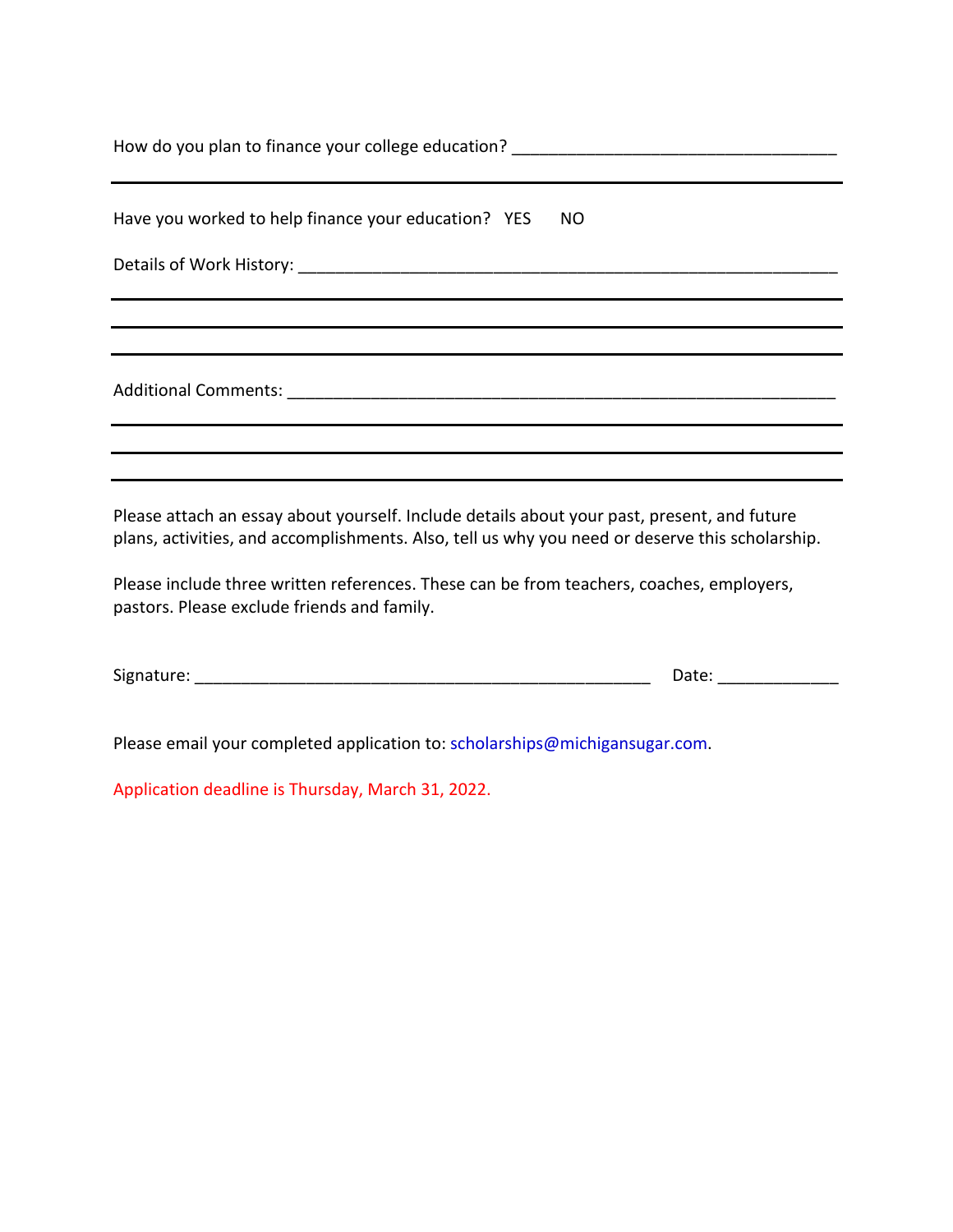How do you plan to finance your college education? ___________________________________

___________________________________________________________________________

Have you worked to help finance your education? YES NO

Details of Work History: ____________________________________________________________

___________________________________________________________________________

___________________________________________________________________________

___________________________________________________________________________

Additional Comments: _______________________________________________________________

___________________________________________________________________________

___________________________________________________________________________

___________________________________________________________________________

Please attach an essay about yourself. Include details about your past, present, and future plans, activities, and accomplishments. Also, tell us why you need or deserve this scholarship.

Please include three written references. These can be from teachers, coaches, employers, pastors. Please exclude friends and family.

Signature: ___________________________________________________ Date: _____________

Please email your completed application to: scholarships@michigansugar.com.

Application deadline is Thursday, March 31, 2022.